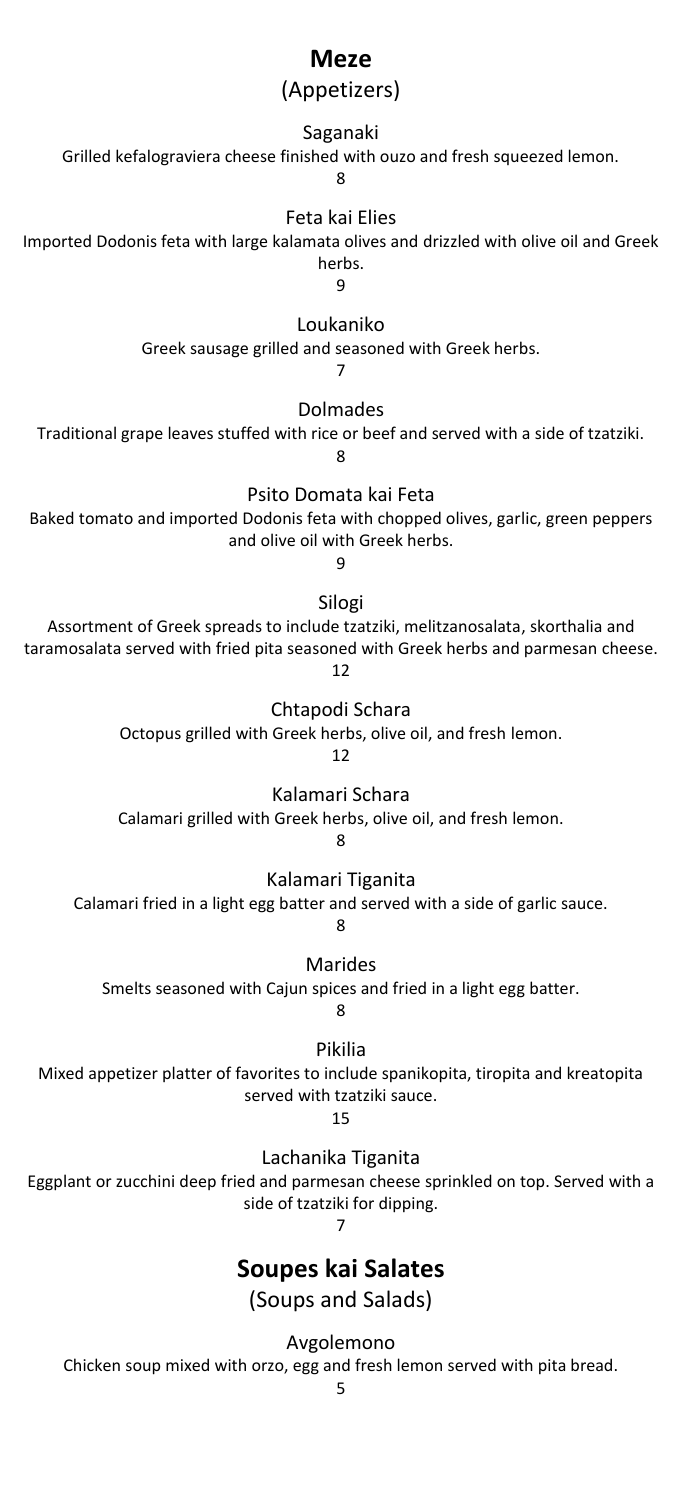# Meze

(Appetizers)

### Saganaki

Grilled kefalograviera cheese finished with ouzo and fresh squeezed lemon.

8

### Feta kai Elies

Imported Dodonis feta with large kalamata olives and drizzled with olive oil and Greek herbs.

9

### Loukaniko

Greek sausage grilled and seasoned with Greek herbs.

7

### Dolmades

Traditional grape leaves stuffed with rice or beef and served with a side of tzatziki.

8

### Psito Domata kai Feta

Baked tomato and imported Dodonis feta with chopped olives, garlic, green peppers and olive oil with Greek herbs.

9

### Silogi

Assortment of Greek spreads to include tzatziki, melitzanosalata, skorthalia and taramosalata served with fried pita seasoned with Greek herbs and parmesan cheese.

12

### Chtapodi Schara

Octopus grilled with Greek herbs, olive oil, and fresh lemon.

12

### Kalamari Schara

Calamari grilled with Greek herbs, olive oil, and fresh lemon.

8

### Kalamari Tiganita

Calamari fried in a light egg batter and served with a side of garlic sauce.

8

### Marides

Smelts seasoned with Cajun spices and fried in a light egg batter.

8

### Pikilia

Mixed appetizer platter of favorites to include spanikopita, tiropita and kreatopita served with tzatziki sauce.

15

### Lachanika Tiganita

Eggplant or zucchini deep fried and parmesan cheese sprinkled on top. Served with a side of tzatziki for dipping.

7

# Soupes kai Salates

(Soups and Salads)

### Avgolemono

Chicken soup mixed with orzo, egg and fresh lemon served with pita bread.

5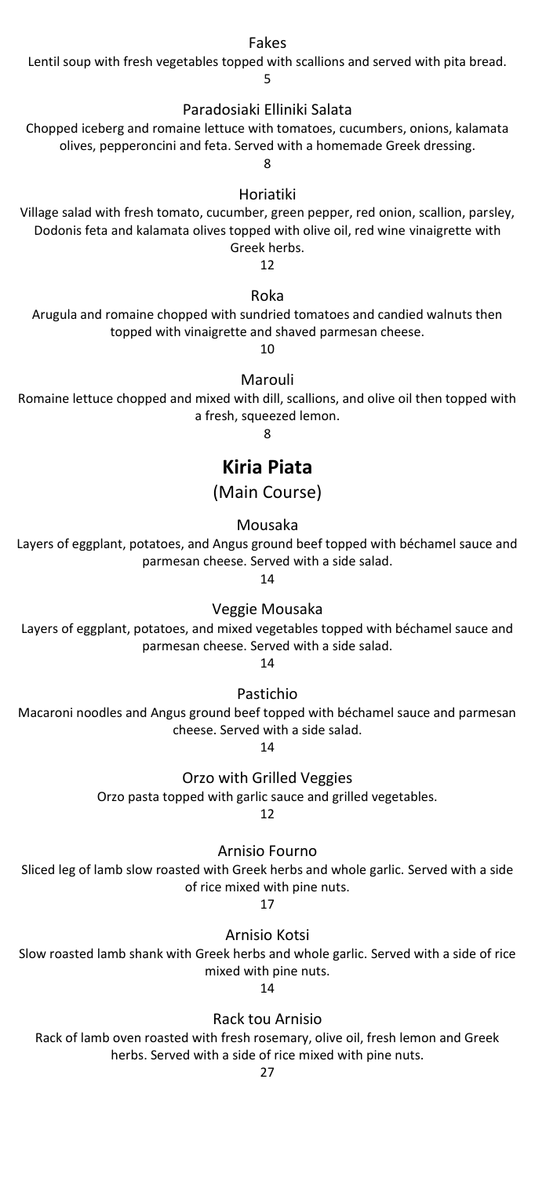### Fakes

Lentil soup with fresh vegetables topped with scallions and served with pita bread.

5

### Paradosiaki Elliniki Salata

Chopped iceberg and romaine lettuce with tomatoes, cucumbers, onions, kalamata olives, pepperoncini and feta. Served with a homemade Greek dressing.

8

### Horiatiki

Village salad with fresh tomato, cucumber, green pepper, red onion, scallion, parsley, Dodonis feta and kalamata olives topped with olive oil, red wine vinaigrette with Greek herbs.

12

### Roka

Arugula and romaine chopped with sundried tomatoes and candied walnuts then topped with vinaigrette and shaved parmesan cheese.

10

### Marouli

Romaine lettuce chopped and mixed with dill, scallions, and olive oil then topped with a fresh, squeezed lemon.

8

# Kiria Piata

## (Main Course)

### Mousaka

Layers of eggplant, potatoes, and Angus ground beef topped with béchamel sauce and parmesan cheese. Served with a side salad.

14

### Veggie Mousaka

Layers of eggplant, potatoes, and mixed vegetables topped with béchamel sauce and parmesan cheese. Served with a side salad.

14

### Pastichio

Macaroni noodles and Angus ground beef topped with béchamel sauce and parmesan cheese. Served with a side salad.

14

### Orzo with Grilled Veggies

Orzo pasta topped with garlic sauce and grilled vegetables.

12

### Arnisio Fourno

Sliced leg of lamb slow roasted with Greek herbs and whole garlic. Served with a side of rice mixed with pine nuts.

17

### Arnisio Kotsi

Slow roasted lamb shank with Greek herbs and whole garlic. Served with a side of rice mixed with pine nuts.

14

### Rack tou Arnisio

Rack of lamb oven roasted with fresh rosemary, olive oil, fresh lemon and Greek herbs. Served with a side of rice mixed with pine nuts.

27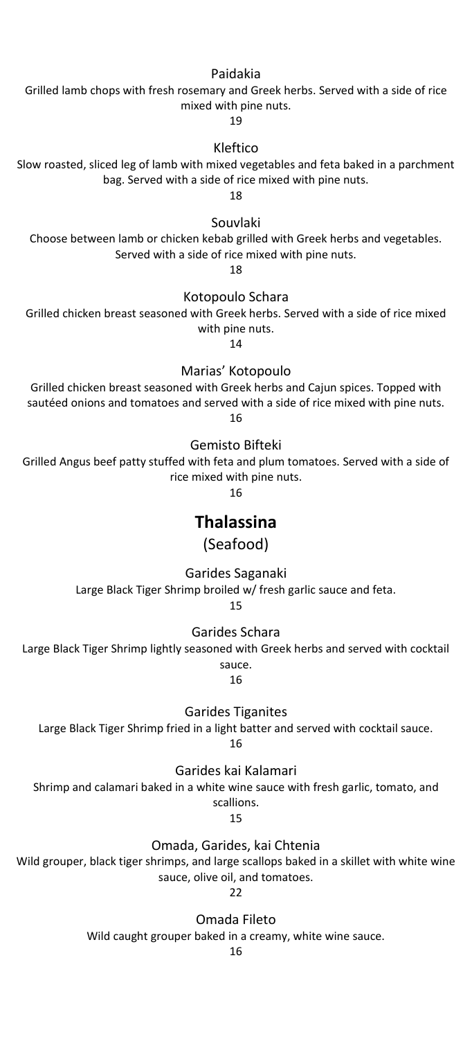Paidakia

Grilled lamb chops with fresh rosemary and Greek herbs. Served with a side of rice mixed with pine nuts.

19

Kleftico

Slow roasted, sliced leg of lamb with mixed vegetables and feta baked in a parchment bag. Served with a side of rice mixed with pine nuts.

18

Souvlaki

Choose between lamb or chicken kebab grilled with Greek herbs and vegetables. Served with a side of rice mixed with pine nuts.

18

Kotopoulo Schara

Grilled chicken breast seasoned with Greek herbs. Served with a side of rice mixed with pine nuts.

14

Marias' Kotopoulo

Grilled chicken breast seasoned with Greek herbs and Cajun spices. Topped with sautéed onions and tomatoes and served with a side of rice mixed with pine nuts.

16

Gemisto Bifteki

Grilled Angus beef patty stuffed with feta and plum tomatoes. Served with a side of rice mixed with pine nuts.

16

## Thalassina

(Seafood)

Garides Saganaki

Large Black Tiger Shrimp broiled w/ fresh garlic sauce and feta.

15

Garides Schara

Large Black Tiger Shrimp lightly seasoned with Greek herbs and served with cocktail sauce.

16

Garides Tiganites

Large Black Tiger Shrimp fried in a light batter and served with cocktail sauce.

16

Garides kai Kalamari

Shrimp and calamari baked in a white wine sauce with fresh garlic, tomato, and scallions.

15

Omada, Garides, kai Chtenia

Wild grouper, black tiger shrimps, and large scallops baked in a skillet with white wine sauce, olive oil, and tomatoes.

22

Omada Fileto

Wild caught grouper baked in a creamy, white wine sauce.

16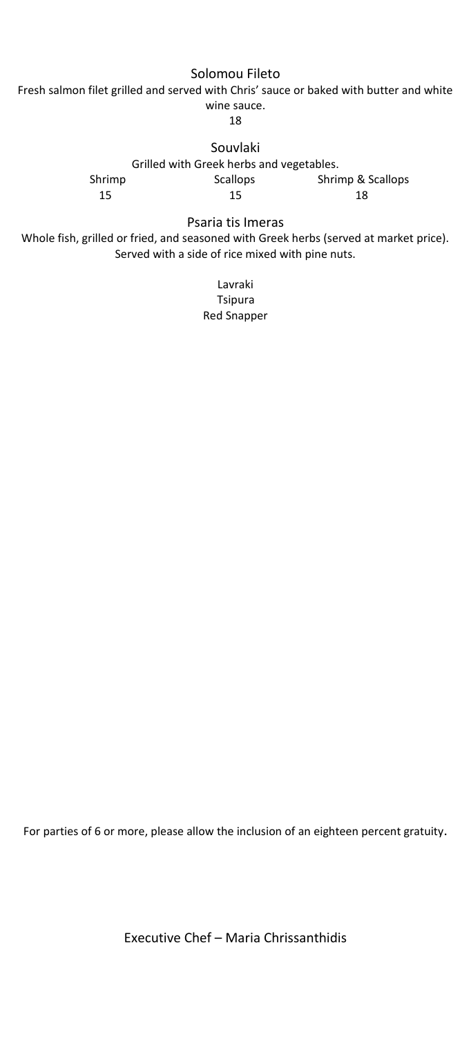### Solomou Fileto

Fresh salmon filet grilled and served with Chris' sauce or baked with butter and white wine sauce.

18

### Souvlaki

Grilled with Greek herbs and vegetables.

| Shrimp | Scallops | Shrimp & Scallops |
| --- | --- | --- |
| 15 | 15 | 18 |

### Psaria tis Imeras

Whole fish, grilled or fried, and seasoned with Greek herbs (served at market price). Served with a side of rice mixed with pine nuts.

Lavraki
Tsipura
Red Snapper

For parties of 6 or more, please allow the inclusion of an eighteen percent gratuity.

Executive Chef – Maria Chrissanthidis